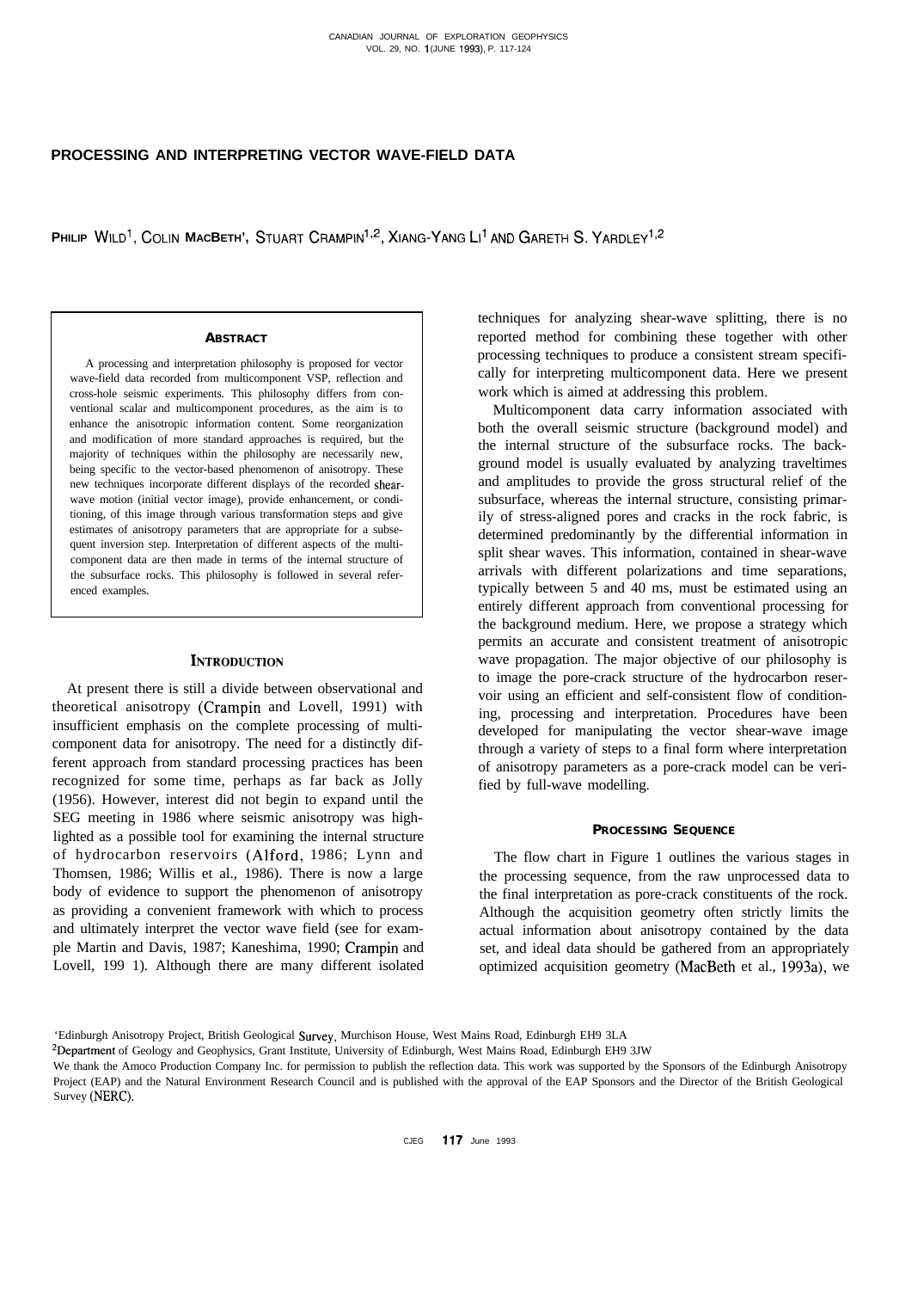# PROCESSING AND INTERPRETING VECTOR WAVE-FIELD DATA

PHILIP WILD[1], COLIN MACBETH[1], STUART CRAMPIN[1,2], XIANG-YANG LI[1] AND GARETH S. YARDLEY[1,2]

## ABSTRACT

A processing and interpretation philosophy is proposed for vector wave-field data recorded from multicomponent VSP, reflection and cross-hole seismic experiments. This philosophy differs from conventional scalar and multicomponent procedures, as the aim is to enhance the anisotropic information content. Some reorganization and modification of more standard approaches is required, but the majority of techniques within the philosophy are necessarily new, being specific to the vector-based phenomenon of anisotropy. These new techniques incorporate different displays of the recorded shear-wave motion (initial vector image), provide enhancement, or conditioning, of this image through various transformation steps and give estimates of anisotropy parameters that are appropriate for a subsequent inversion step. Interpretation of different aspects of the multicomponent data are then made in terms of the internal structure of the subsurface rocks. This philosophy is followed in several referenced examples.

## INTRODUCTION

At present there is still a divide between observational and theoretical anisotropy (Crampin and Lovell, 1991) with insufficient emphasis on the complete processing of multicomponent data for anisotropy. The need for a distinctly different approach from standard processing practices has been recognized for some time, perhaps as far back as Jolly (1956). However, interest did not begin to expand until the SEG meeting in 1986 where seismic anisotropy was highlighted as a possible tool for examining the internal structure of hydrocarbon reservoirs (Alford, 1986; Lynn and Thomsen, 1986; Willis et al., 1986). There is now a large body of evidence to support the phenomenon of anisotropy as providing a convenient framework with which to process and ultimately interpret the vector wave field (see for example Martin and Davis, 1987; Kaneshima, 1990; Crampin and Lovell, 1991). Although there are many different isolated techniques for analyzing shear-wave splitting, there is no reported method for combining these together with other processing techniques to produce a consistent stream specifically for interpreting multicomponent data. Here we present work which is aimed at addressing this problem.

Multicomponent data carry information associated with both the overall seismic structure (background model) and the internal structure of the subsurface rocks. The background model is usually evaluated by analyzing traveltimes and amplitudes to provide the gross structural relief of the subsurface, whereas the internal structure, consisting primarily of stress-aligned pores and cracks in the rock fabric, is determined predominantly by the differential information in split shear waves. This information, contained in shear-wave arrivals with different polarizations and time separations, typically between 5 and 40 ms, must be estimated using an entirely different approach from conventional processing for the background medium. Here, we propose a strategy which permits an accurate and consistent treatment of anisotropic wave propagation. The major objective of our philosophy is to image the pore-crack structure of the hydrocarbon reservoir using an efficient and self-consistent flow of conditioning, processing and interpretation. Procedures have been developed for manipulating the vector shear-wave image through a variety of steps to a final form where interpretation of anisotropy parameters as a pore-crack model can be verified by full-wave modelling.

## PROCESSING SEQUENCE

The flow chart in Figure 1 outlines the various stages in the processing sequence, from the raw unprocessed data to the final interpretation as pore-crack constituents of the rock. Although the acquisition geometry often strictly limits the actual information about anisotropy contained by the data set, and ideal data should be gathered from an appropriately optimized acquisition geometry (MacBeth et al., 1993a), we

---

[1]Edinburgh Anisotropy Project, British Geological Survey, Murchison House, West Mains Road, Edinburgh EH9 3LA

[2]Department of Geology and Geophysics, Grant Institute, University of Edinburgh, West Mains Road, Edinburgh EH9 3JW

We thank the Amoco Production Company Inc. for permission to publish the reflection data. This work was supported by the Sponsors of the Edinburgh Anisotropy Project (EAP) and the Natural Environment Research Council and is published with the approval of the EAP Sponsors and the Director of the British Geological Survey (NERC).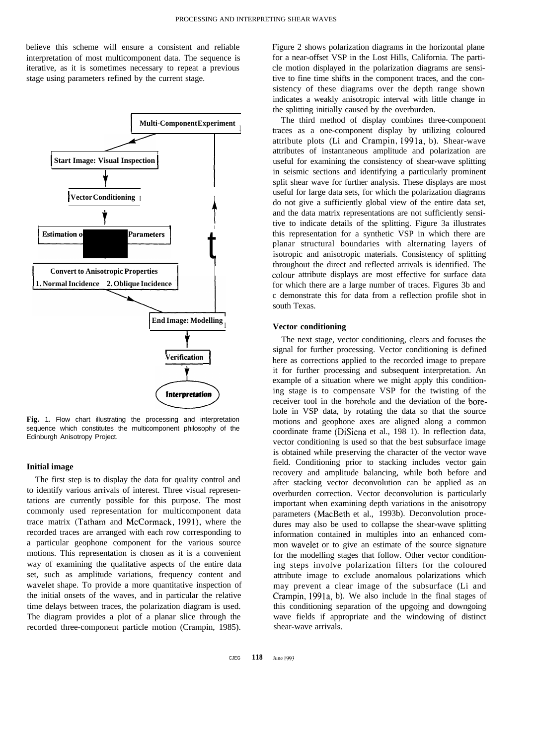believe this scheme will ensure a consistent and reliable interpretation of most multicomponent data. The sequence is iterative, as it is sometimes necessary to repeat a previous stage using parameters refined by the current stage.

Multi-Component Experiment

Start Image: Visual Inspection

Vector Conditioning

Estimation of Parameters

Convert to Anisotropic Properties
1. Normal Incidence 2. Oblique Incidence

End Image: Modelling

Verification

Interpretation

**Fig.** 1. Flow chart illustrating the processing and interpretation sequence which constitutes the multicomponent philosophy of the Edinburgh Anisotropy Project.

### Initial image

The first step is to display the data for quality control and to identify various arrivals of interest. Three visual representations are currently possible for this purpose. The most commonly used representation for multicomponent data trace matrix (Tatham and McCormack, 1991), where the recorded traces are arranged with each row corresponding to a particular geophone component for the various source motions. This representation is chosen as it is a convenient way of examining the qualitative aspects of the entire data set, such as amplitude variations, frequency content and wavelet shape. To provide a more quantitative inspection of the initial onsets of the waves, and in particular the relative time delays between traces, the polarization diagram is used. The diagram provides a plot of a planar slice through the recorded three-component particle motion (Crampin, 1985). Figure 2 shows polarization diagrams in the horizontal plane for a near-offset VSP in the Lost Hills, California. The particle motion displayed in the polarization diagrams are sensitive to fine time shifts in the component traces, and the consistency of these diagrams over the depth range shown indicates a weakly anisotropic interval with little change in the splitting initially caused by the overburden.

The third method of display combines three-component traces as a one-component display by utilizing coloured attribute plots (Li and Crampin, 1991a, b). Shear-wave attributes of instantaneous amplitude and polarization are useful for examining the consistency of shear-wave splitting in seismic sections and identifying a particularly prominent split shear wave for further analysis. These displays are most useful for large data sets, for which the polarization diagrams do not give a sufficiently global view of the entire data set, and the data matrix representations are not sufficiently sensitive to indicate details of the splitting. Figure 3a illustrates this representation for a synthetic VSP in which there are planar structural boundaries with alternating layers of isotropic and anisotropic materials. Consistency of splitting throughout the direct and reflected arrivals is identified. The colour attribute displays are most effective for surface data for which there are a large number of traces. Figures 3b and c demonstrate this for data from a reflection profile shot in south Texas.

### Vector conditioning

The next stage, vector conditioning, clears and focuses the signal for further processing. Vector conditioning is defined here as corrections applied to the recorded image to prepare it for further processing and subsequent interpretation. An example of a situation where we might apply this conditioning stage is to compensate VSP for the twisting of the receiver tool in the borehole and the deviation of the borehole in VSP data, by rotating the data so that the source motions and geophone axes are aligned along a common coordinate frame (DiSiena et al., 198 1). In reflection data, vector conditioning is used so that the best subsurface image is obtained while preserving the character of the vector wave field. Conditioning prior to stacking includes vector gain recovery and amplitude balancing, while both before and after stacking vector deconvolution can be applied as an overburden correction. Vector deconvolution is particularly important when examining depth variations in the anisotropy parameters (MacBeth et al., 1993b). Deconvolution procedures may also be used to collapse the shear-wave splitting information contained in multiples into an enhanced common wavelet or to give an estimate of the source signature for the modelling stages that follow. Other vector conditioning steps involve polarization filters for the coloured attribute image to exclude anomalous polarizations which may prevent a clear image of the subsurface (Li and Crampin, 1991a, b). We also include in the final stages of this conditioning separation of the upgoing and downgoing wave fields if appropriate and the windowing of distinct shear-wave arrivals.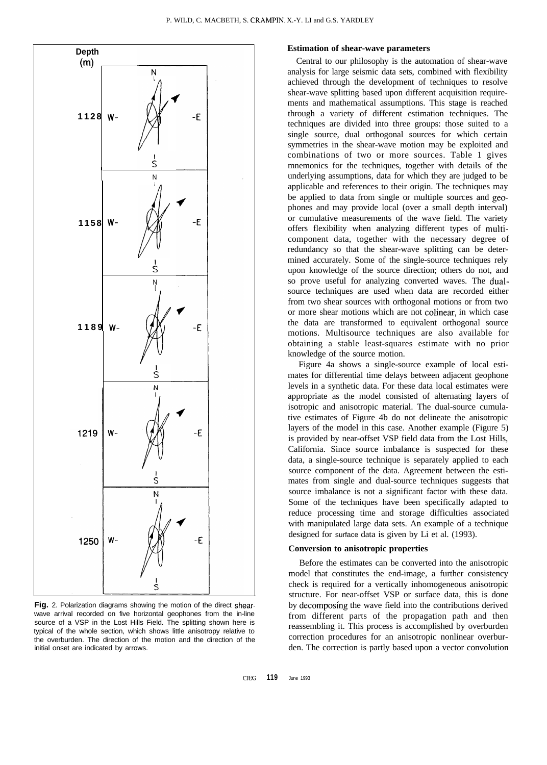**Fig.** 2. Polarization diagrams showing the motion of the direct shear-wave arrival recorded on five horizontal geophones from the in-line source of a VSP in the Lost Hills Field. The splitting shown here is typical of the whole section, which shows little anisotropy relative to the overburden. The direction of the motion and the direction of the initial onset are indicated by arrows.

### Estimation of shear-wave parameters

Central to our philosophy is the automation of shear-wave analysis for large seismic data sets, combined with flexibility achieved through the development of techniques to resolve shear-wave splitting based upon different acquisition requirements and mathematical assumptions. This stage is reached through a variety of different estimation techniques. The techniques are divided into three groups: those suited to a single source, dual orthogonal sources for which certain symmetries in the shear-wave motion may be exploited and combinations of two or more sources. Table 1 gives mnemonics for the techniques, together with details of the underlying assumptions, data for which they are judged to be applicable and references to their origin. The techniques may be applied to data from single or multiple sources and geophones and may provide local (over a small depth interval) or cumulative measurements of the wave field. The variety offers flexibility when analyzing different types of multicomponent data, together with the necessary degree of redundancy so that the shear-wave splitting can be determined accurately. Some of the single-source techniques rely upon knowledge of the source direction; others do not, and so prove useful for analyzing converted waves. The dual-source techniques are used when data are recorded either from two shear sources with orthogonal motions or from two or more shear motions which are not colinear, in which case the data are transformed to equivalent orthogonal source motions. Multisource techniques are also available for obtaining a stable least-squares estimate with no prior knowledge of the source motion.

Figure 4a shows a single-source example of local estimates for differential time delays between adjacent geophone levels in a synthetic data. For these data local estimates were appropriate as the model consisted of alternating layers of isotropic and anisotropic material. The dual-source cumulative estimates of Figure 4b do not delineate the anisotropic layers of the model in this case. Another example (Figure 5) is provided by near-offset VSP field data from the Lost Hills, California. Since source imbalance is suspected for these data, a single-source technique is separately applied to each source component of the data. Agreement between the estimates from single and dual-source techniques suggests that source imbalance is not a significant factor with these data. Some of the techniques have been specifically adapted to reduce processing time and storage difficulties associated with manipulated large data sets. An example of a technique designed for surface data is given by Li et al. (1993).

### Conversion to anisotropic properties

Before the estimates can be converted into the anisotropic model that constitutes the end-image, a further consistency check is required for a vertically inhomogeneous anisotropic structure. For near-offset VSP or surface data, this is done by decomposing the wave field into the contributions derived from different parts of the propagation path and then reassembling it. This process is accomplished by overburden correction procedures for an anisotropic nonlinear overburden. The correction is partly based upon a vector convolution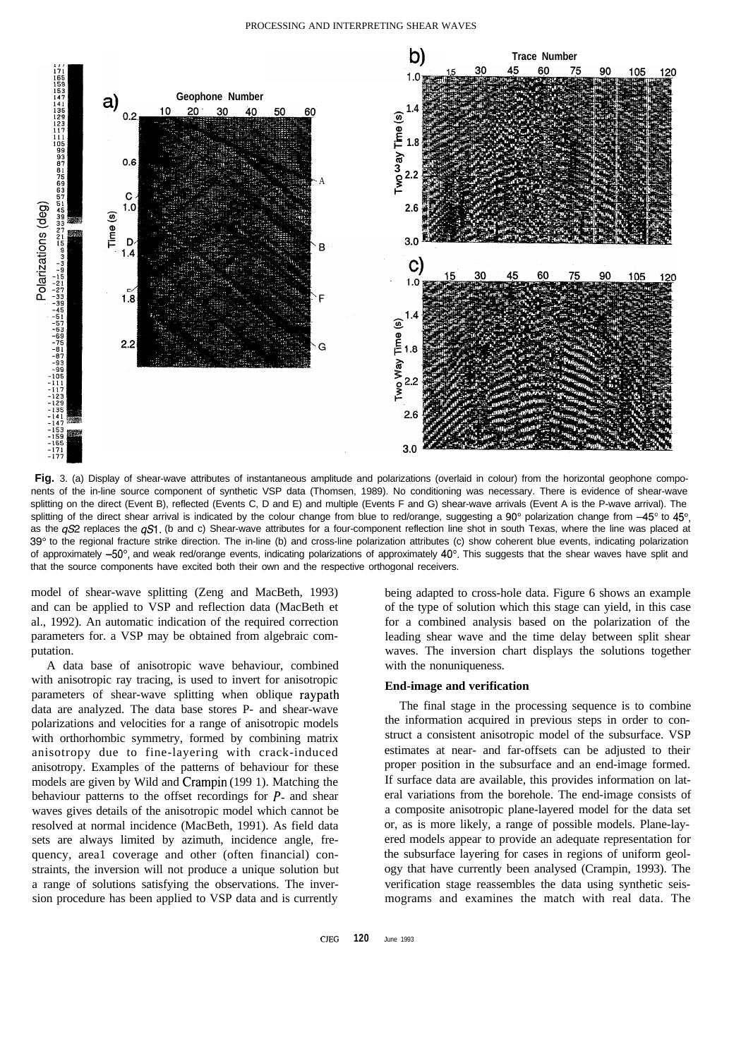**Fig.** 3. (a) Display of shear-wave attributes of instantaneous amplitude and polarizations (overlaid in colour) from the horizontal geophone components of the in-line source component of synthetic VSP data (Thomsen, 1989). No conditioning was necessary. There is evidence of shear-wave splitting on the direct (Event B), reflected (Events C, D and E) and multiple (Events F and G) shear-wave arrivals (Event A is the P-wave arrival). The splitting of the direct shear arrival is indicated by the colour change from blue to red/orange, suggesting a 90° polarization change from –45° to 45°, as the *qS2* replaces the *qS1*. (b and c) Shear-wave attributes for a four-component reflection line shot in south Texas, where the line was placed at 39° to the regional fracture strike direction. The in-line (b) and cross-line polarization attributes (c) show coherent blue events, indicating polarization of approximately –50°, and weak red/orange events, indicating polarizations of approximately 40°. This suggests that the shear waves have split and that the source components have excited both their own and the respective orthogonal receivers.

model of shear-wave splitting (Zeng and MacBeth, 1993) and can be applied to VSP and reflection data (MacBeth et al., 1992). An automatic indication of the required correction parameters for. a VSP may be obtained from algebraic computation.

A data base of anisotropic wave behaviour, combined with anisotropic ray tracing, is used to invert for anisotropic parameters of shear-wave splitting when oblique raypath data are analyzed. The data base stores P- and shear-wave polarizations and velocities for a range of anisotropic models with orthorhombic symmetry, formed by combining matrix anisotropy due to fine-layering with crack-induced anisotropy. Examples of the patterns of behaviour for these models are given by Wild and Crampin (1991). Matching the behaviour patterns to the offset recordings for *P*- and shear waves gives details of the anisotropic model which cannot be resolved at normal incidence (MacBeth, 1991). As field data sets are always limited by azimuth, incidence angle, frequency, areal coverage and other (often financial) constraints, the inversion will not produce a unique solution but a range of solutions satisfying the observations. The inversion procedure has been applied to VSP data and is currently being adapted to cross-hole data. Figure 6 shows an example of the type of solution which this stage can yield, in this case for a combined analysis based on the polarization of the leading shear wave and the time delay between split shear waves. The inversion chart displays the solutions together with the nonuniqueness.

### End-image and verification

The final stage in the processing sequence is to combine the information acquired in previous steps in order to construct a consistent anisotropic model of the subsurface. VSP estimates at near- and far-offsets can be adjusted to their proper position in the subsurface and an end-image formed. If surface data are available, this provides information on lateral variations from the borehole. The end-image consists of a composite anisotropic plane-layered model for the data set or, as is more likely, a range of possible models. Plane-layered models appear to provide an adequate representation for the subsurface layering for cases in regions of uniform geology that have currently been analysed (Crampin, 1993). The verification stage reassembles the data using synthetic seismograms and examines the match with real data. The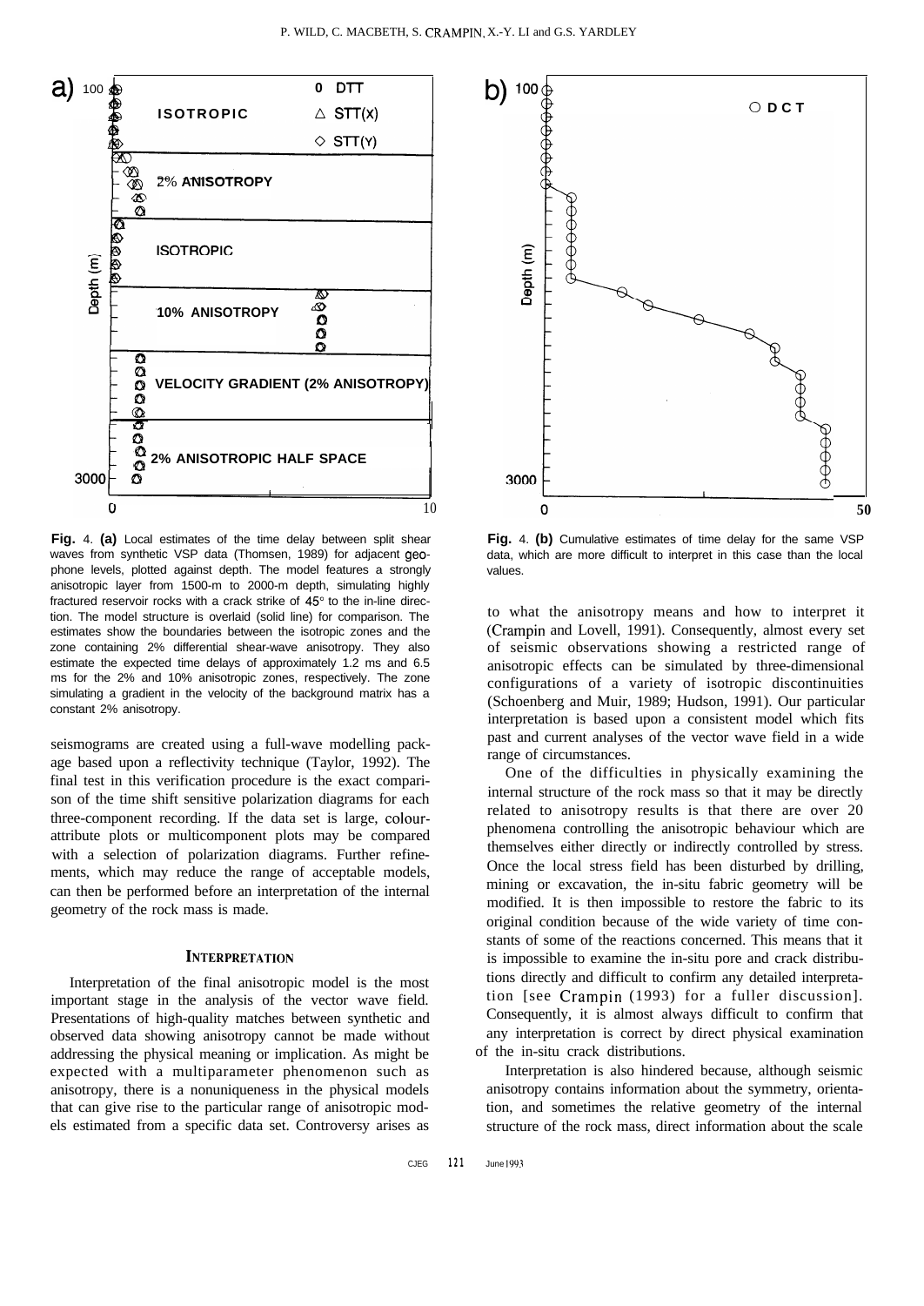Fig. 4. **(a)** Local estimates of the time delay between split shear waves from synthetic VSP data (Thomsen, 1989) for adjacent geophone levels, plotted against depth. The model features a strongly anisotropic layer from 1500-m to 2000-m depth, simulating highly fractured reservoir rocks with a crack strike of 45° to the in-line direction. The model structure is overlaid (solid line) for comparison. The estimates show the boundaries between the isotropic zones and the zone containing 2% differential shear-wave anisotropy. They also estimate the expected time delays of approximately 1.2 ms and 6.5 ms for the 2% and 10% anisotropic zones, respectively. The zone simulating a gradient in the velocity of the background matrix has a constant 2% anisotropy.

Fig. 4. **(b)** Cumulative estimates of time delay for the same VSP data, which are more difficult to interpret in this case than the local values.

seismograms are created using a full-wave modelling package based upon a reflectivity technique (Taylor, 1992). The final test in this verification procedure is the exact comparison of the time shift sensitive polarization diagrams for each three-component recording. If the data set is large, colour-attribute plots or multicomponent plots may be compared with a selection of polarization diagrams. Further refinements, which may reduce the range of acceptable models, can then be performed before an interpretation of the internal geometry of the rock mass is made.

## INTERPRETATION

Interpretation of the final anisotropic model is the most important stage in the analysis of the vector wave field. Presentations of high-quality matches between synthetic and observed data showing anisotropy cannot be made without addressing the physical meaning or implication. As might be expected with a multiparameter phenomenon such as anisotropy, there is a nonuniqueness in the physical models that can give rise to the particular range of anisotropic models estimated from a specific data set. Controversy arises as to what the anisotropy means and how to interpret it (Crampin and Lovell, 1991). Consequently, almost every set of seismic observations showing a restricted range of anisotropic effects can be simulated by three-dimensional configurations of a variety of isotropic discontinuities (Schoenberg and Muir, 1989; Hudson, 1991). Our particular interpretation is based upon a consistent model which fits past and current analyses of the vector wave field in a wide range of circumstances.

One of the difficulties in physically examining the internal structure of the rock mass so that it may be directly related to anisotropy results is that there are over 20 phenomena controlling the anisotropic behaviour which are themselves either directly or indirectly controlled by stress. Once the local stress field has been disturbed by drilling, mining or excavation, the in-situ fabric geometry will be modified. It is then impossible to restore the fabric to its original condition because of the wide variety of time constants of some of the reactions concerned. This means that it is impossible to examine the in-situ pore and crack distributions directly and difficult to confirm any detailed interpretation [see Crampin (1993) for a fuller discussion]. Consequently, it is almost always difficult to confirm that any interpretation is correct by direct physical examination of the in-situ crack distributions.

Interpretation is also hindered because, although seismic anisotropy contains information about the symmetry, orientation, and sometimes the relative geometry of the internal structure of the rock mass, direct information about the scale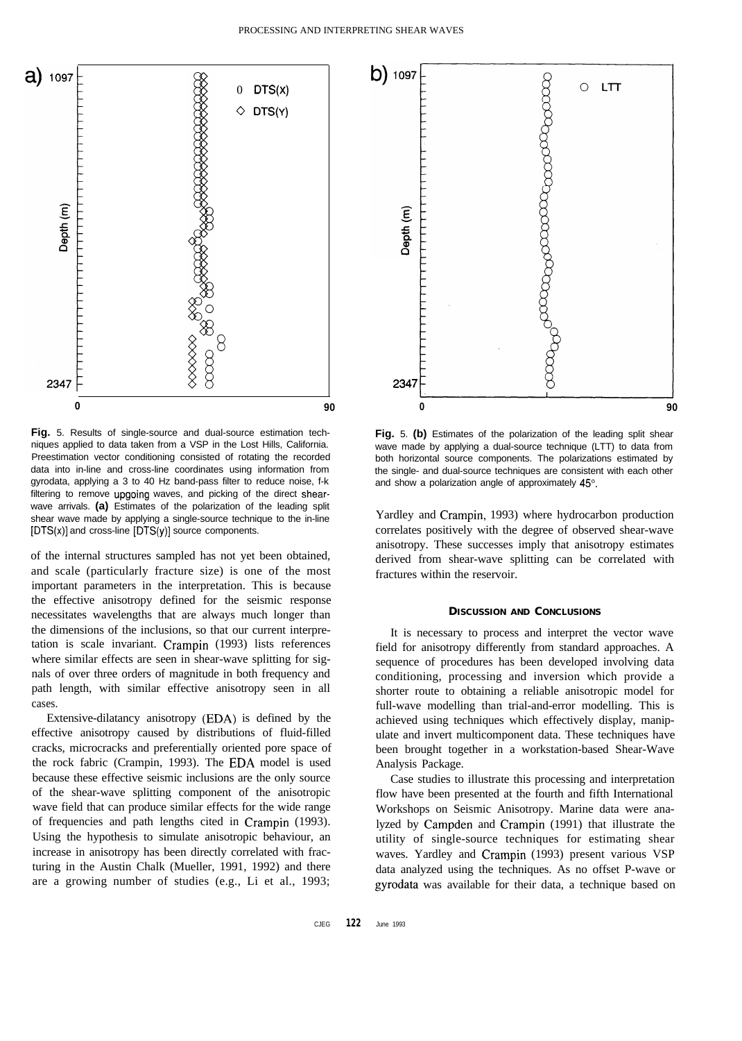**Fig. 5.** Results of single-source and dual-source estimation techniques applied to data taken from a VSP in the Lost Hills, California. Preestimation vector conditioning consisted of rotating the recorded data into in-line and cross-line coordinates using information from gyrodata, applying a 3 to 40 Hz band-pass filter to reduce noise, f-k filtering to remove upgoing waves, and picking of the direct shear-wave arrivals. **(a)** Estimates of the polarization of the leading split shear wave made by applying a single-source technique to the in-line [DTS(x)] and cross-line [DTS(y)] source components.

**Fig. 5. (b)** Estimates of the polarization of the leading split shear wave made by applying a dual-source technique (LTT) to data from both horizontal source components. The polarizations estimated by the single- and dual-source techniques are consistent with each other and show a polarization angle of approximately 45°.

of the internal structures sampled has not yet been obtained, and scale (particularly fracture size) is one of the most important parameters in the interpretation. This is because the effective anisotropy defined for the seismic response necessitates wavelengths that are always much longer than the dimensions of the inclusions, so that our current interpretation is scale invariant. Crampin (1993) lists references where similar effects are seen in shear-wave splitting for signals of over three orders of magnitude in both frequency and path length, with similar effective anisotropy seen in all cases.

Extensive-dilatancy anisotropy (EDA) is defined by the effective anisotropy caused by distributions of fluid-filled cracks, microcracks and preferentially oriented pore space of the rock fabric (Crampin, 1993). The EDA model is used because these effective seismic inclusions are the only source of the shear-wave splitting component of the anisotropic wave field that can produce similar effects for the wide range of frequencies and path lengths cited in Crampin (1993). Using the hypothesis to simulate anisotropic behaviour, an increase in anisotropy has been directly correlated with fracturing in the Austin Chalk (Mueller, 1991, 1992) and there are a growing number of studies (e.g., Li et al., 1993; Yardley and Crampin, 1993) where hydrocarbon production correlates positively with the degree of observed shear-wave anisotropy. These successes imply that anisotropy estimates derived from shear-wave splitting can be correlated with fractures within the reservoir.

## Discussion and Conclusions

It is necessary to process and interpret the vector wave field for anisotropy differently from standard approaches. A sequence of procedures has been developed involving data conditioning, processing and inversion which provide a shorter route to obtaining a reliable anisotropic model for full-wave modelling than trial-and-error modelling. This is achieved using techniques which effectively display, manipulate and invert multicomponent data. These techniques have been brought together in a workstation-based Shear-Wave Analysis Package.

Case studies to illustrate this processing and interpretation flow have been presented at the fourth and fifth International Workshops on Seismic Anisotropy. Marine data were analyzed by Campden and Crampin (1991) that illustrate the utility of single-source techniques for estimating shear waves. Yardley and Crampin (1993) present various VSP data analyzed using the techniques. As no offset P-wave or gyrodata was available for their data, a technique based on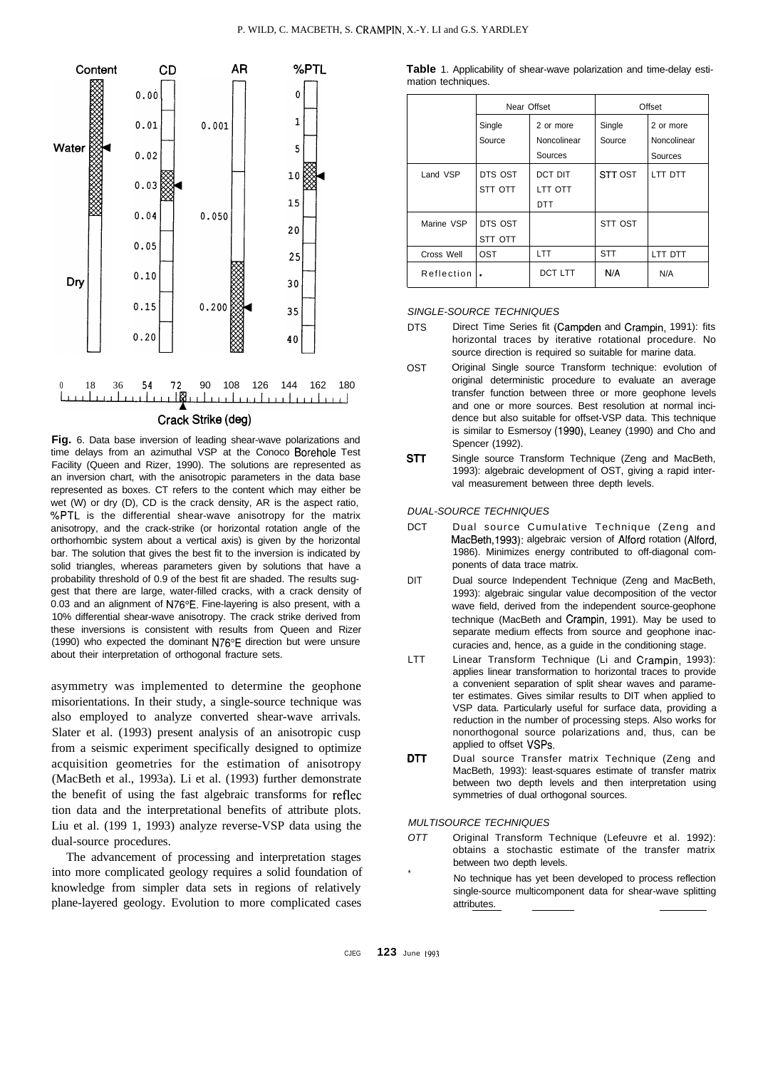Content CD AR %PTL

Water — 0.00, 0.01, 0.02, 0.03, 0.04, 0.05, 0.10, 0.15, 0.20 — 0.001, 0.050, 0.200 — 0, 1, 5, 10, 15, 20, 25, 30, 35, 40

Dry

0 18 36 54 72 90 108 126 144 162 180

Crack Strike (deg)

**Fig.** 6. Data base inversion of leading shear-wave polarizations and time delays from an azimuthal VSP at the Conoco Borehole Test Facility (Queen and Rizer, 1990). The solutions are represented as an inversion chart, with the anisotropic parameters in the data base represented as boxes. CT refers to the content which may either be wet (W) or dry (D), CD is the crack density, AR is the aspect ratio, %PTL is the differential shear-wave anisotropy for the matrix anisotropy, and the crack-strike (or horizontal rotation angle of the orthorhombic system about a vertical axis) is given by the horizontal bar. The solution that gives the best fit to the inversion is indicated by solid triangles, whereas parameters given by solutions that have a probability threshold of 0.9 of the best fit are shaded. The results suggest that there are large, water-filled cracks, with a crack density of 0.03 and an alignment of N76°E. Fine-layering is also present, with a 10% differential shear-wave anisotropy. The crack strike derived from these inversions is consistent with results from Queen and Rizer (1990) who expected the dominant N76°E direction but were unsure about their interpretation of orthogonal fracture sets.

asymmetry was implemented to determine the geophone misorientations. In their study, a single-source technique was also employed to analyze converted shear-wave arrivals. Slater et al. (1993) present analysis of an anisotropic cusp from a seismic experiment specifically designed to optimize acquisition geometries for the estimation of anisotropy (MacBeth et al., 1993a). Li et al. (1993) further demonstrate the benefit of using the fast algebraic transforms for reflection data and the interpretational benefits of attribute plots. Liu et al. (1991, 1993) analyze reverse-VSP data using the dual-source procedures.

The advancement of processing and interpretation stages into more complicated geology requires a solid foundation of knowledge from simpler data sets in regions of relatively plane-layered geology. Evolution to more complicated cases

**Table** 1. Applicability of shear-wave polarization and time-delay estimation techniques.

| | Near Offset | | Offset | |
|---|---|---|---|---|
| | Single Source | 2 or more Noncolinear Sources | Single Source | 2 or more Noncolinear Sources |
| Land VSP | DTS OST STT OTT | DCT DIT LTT OTT DTT | STT OST | LTT DTT |
| Marine VSP | DTS OST STT OTT | | STT OST | |
| Cross Well | OST | LTT | STT | LTT DTT |
| Reflection | * | DCT LTT | N/A | N/A |

*SINGLE-SOURCE TECHNIQUES*

- DTS — Direct Time Series fit (Campden and Crampin, 1991): fits horizontal traces by iterative rotational procedure. No source direction is required so suitable for marine data.
- OST — Original Single source Transform technique: evolution of original deterministic procedure to evaluate an average transfer function between three or more geophone levels and one or more sources. Best resolution at normal incidence but also suitable for offset-VSP data. This technique is similar to Esmersoy (1990), Leaney (1990) and Cho and Spencer (1992).
- **STT** — Single source Transform Technique (Zeng and MacBeth, 1993): algebraic development of OST, giving a rapid interval measurement between three depth levels.

*DUAL-SOURCE TECHNIQUES*

- DCT — Dual source Cumulative Technique (Zeng and MacBeth, 1993): algebraic version of Alford rotation (Alford, 1986). Minimizes energy contributed to off-diagonal components of data trace matrix.
- DIT — Dual source Independent Technique (Zeng and MacBeth, 1993): algebraic singular value decomposition of the vector wave field, derived from the independent source-geophone technique (MacBeth and Crampin, 1991). May be used to separate medium effects from source and geophone inaccuracies and, hence, as a guide in the conditioning stage.
- LTT — Linear Transform Technique (Li and Crampin, 1993): applies linear transformation to horizontal traces to provide a convenient separation of split shear waves and parameter estimates. Gives similar results to DIT when applied to VSP data. Particularly useful for surface data, providing a reduction in the number of processing steps. Also works for nonorthogonal source polarizations and, thus, can be applied to offset VSPs.
- **DTT** — Dual source Transfer matrix Technique (Zeng and MacBeth, 1993): least-squares estimate of transfer matrix between two depth levels and then interpretation using symmetries of dual orthogonal sources.

*MULTISOURCE TECHNIQUES*

- *OTT* — Original Transform Technique (Lefeuvre et al. 1992): obtains a stochastic estimate of the transfer matrix between two depth levels.
- \* — No technique has yet been developed to process reflection single-source multicomponent data for shear-wave splitting attributes.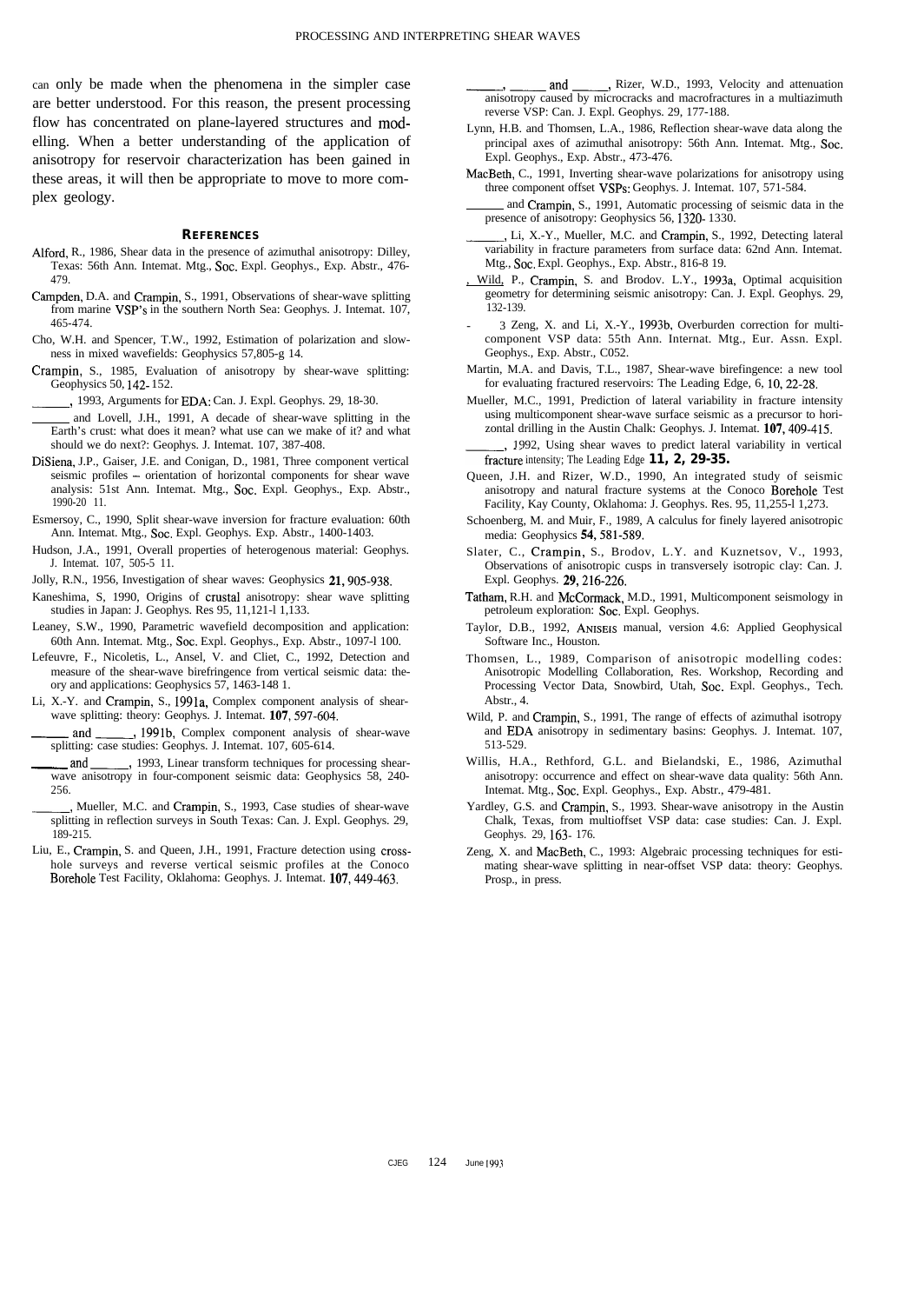can only be made when the phenomena in the simpler case are better understood. For this reason, the present processing flow has concentrated on plane-layered structures and modelling. When a better understanding of the application of anisotropy for reservoir characterization has been gained in these areas, it will then be appropriate to move to more complex geology.

## REFERENCES

Alford, R., 1986, Shear data in the presence of azimuthal anisotropy: Dilley, Texas: 56th Ann. Intemat. Mtg., Soc. Expl. Geophys., Exp. Abstr., 476-479.

Campden, D.A. and Crampin, S., 1991, Observations of shear-wave splitting from marine VSP's in the southern North Sea: Geophys. J. Intemat. 107, 465-474.

Cho, W.H. and Spencer, T.W., 1992, Estimation of polarization and slowness in mixed wavefields: Geophysics 57,805-g 14.

Crampin, S., 1985, Evaluation of anisotropy by shear-wave splitting: Geophysics 50, 142- 152.

______, 1993, Arguments for EDA: Can. J. Expl. Geophys. 29, 18-30.

______ and Lovell, J.H., 1991, A decade of shear-wave splitting in the Earth's crust: what does it mean? what use can we make of it? and what should we do next?: Geophys. J. Intemat. 107, 387-408.

DiSiena, J.P., Gaiser, J.E. and Conigan, D., 1981, Three component vertical seismic profiles – orientation of horizontal components for shear wave analysis: 51st Ann. Intemat. Mtg., Soc. Expl. Geophys., Exp. Abstr., 1990-20 11.

Esmersoy, C., 1990, Split shear-wave inversion for fracture evaluation: 60th Ann. Intemat. Mtg., Soc. Expl. Geophys. Exp. Abstr., 1400-1403.

Hudson, J.A., 1991, Overall properties of heterogenous material: Geophys. J. Intemat. 107, 505-5 11.

Jolly, R.N., 1956, Investigation of shear waves: Geophysics 21, 905-938.

Kaneshima, S, 1990, Origins of crustal anisotropy: shear wave splitting studies in Japan: J. Geophys. Res 95, 11,121-l 1,133.

Leaney, S.W., 1990, Parametric wavefield decomposition and application: 60th Ann. Intemat. Mtg., Soc. Expl. Geophys., Exp. Abstr., 1097-l 100.

Lefeuvre, F., Nicoletis, L., Ansel, V. and Cliet, C., 1992, Detection and measure of the shear-wave birefringence from vertical seismic data: theory and applications: Geophysics 57, 1463-148 1.

Li, X.-Y. and Crampin, S., 1991a, Complex component analysis of shear-wave splitting: theory: Geophys. J. Intemat. 107, 597-604.

______ and ______, 1991b, Complex component analysis of shear-wave splitting: case studies: Geophys. J. Intemat. 107, 605-614.

______ and ______, 1993, Linear transform techniques for processing shear-wave anisotropy in four-component seismic data: Geophysics 58, 240-256.

______, Mueller, M.C. and Crampin, S., 1993, Case studies of shear-wave splitting in reflection surveys in South Texas: Can. J. Expl. Geophys. 29, 189-215.

Liu, E., Crampin, S. and Queen, J.H., 1991, Fracture detection using cross-hole surveys and reverse vertical seismic profiles at the Conoco Borehole Test Facility, Oklahoma: Geophys. J. Intemat. 107, 449-463.

______, ______ and ______, Rizer, W.D., 1993, Velocity and attenuation anisotropy caused by microcracks and macrofractures in a multiazimuth reverse VSP: Can. J. Expl. Geophys. 29, 177-188.

Lynn, H.B. and Thomsen, L.A., 1986, Reflection shear-wave data along the principal axes of azimuthal anisotropy: 56th Ann. Intemat. Mtg., Soc. Expl. Geophys., Exp. Abstr., 473-476.

MacBeth, C., 1991, Inverting shear-wave polarizations for anisotropy using three component offset VSPs: Geophys. J. Intemat. 107, 571-584.

______ and Crampin, S., 1991, Automatic processing of seismic data in the presence of anisotropy: Geophysics 56, 1320- 1330.

______, Li, X.-Y., Mueller, M.C. and Crampin, S., 1992, Detecting lateral variability in fracture parameters from surface data: 62nd Ann. Intemat. Mtg., Soc. Expl. Geophys., Exp. Abstr., 816-8 19.

______, Wild, P., Crampin, S. and Brodov. L.Y., 1993a, Optimal acquisition geometry for determining seismic anisotropy: Can. J. Expl. Geophys. 29, 132-139.

______ 3 Zeng, X. and Li, X.-Y., 1993b, Overburden correction for multi-component VSP data: 55th Ann. Internat. Mtg., Eur. Assn. Expl. Geophys., Exp. Abstr., C052.

Martin, M.A. and Davis, T.L., 1987, Shear-wave birefingence: a new tool for evaluating fractured reservoirs: The Leading Edge, 6, 10, 22-28.

Mueller, M.C., 1991, Prediction of lateral variability in fracture intensity using multicomponent shear-wave surface seismic as a precursor to horizontal drilling in the Austin Chalk: Geophys. J. Intemat. 107, 409-415.

______, 1992, Using shear waves to predict lateral variability in vertical fracture intensity; The Leading Edge **11, 2, 29-35.**

Queen, J.H. and Rizer, W.D., 1990, An integrated study of seismic anisotropy and natural fracture systems at the Conoco Borehole Test Facility, Kay County, Oklahoma: J. Geophys. Res. 95, 11,255-l 1,273.

Schoenberg, M. and Muir, F., 1989, A calculus for finely layered anisotropic media: Geophysics 54, 581-589.

Slater, C., Crampin, S., Brodov, L.Y. and Kuznetsov, V., 1993, Observations of anisotropic cusps in transversely isotropic clay: Can. J. Expl. Geophys. 29, 216-226.

Tatham, R.H. and McCormack, M.D., 1991, Multicomponent seismology in petroleum exploration: Soc. Expl. Geophys.

Taylor, D.B., 1992, ANISEIS manual, version 4.6: Applied Geophysical Software Inc., Houston.

Thomsen, L., 1989, Comparison of anisotropic modelling codes: Anisotropic Modelling Collaboration, Res. Workshop, Recording and Processing Vector Data, Snowbird, Utah, Soc. Expl. Geophys., Tech. Abstr., 4.

Wild, P. and Crampin, S., 1991, The range of effects of azimuthal isotropy and EDA anisotropy in sedimentary basins: Geophys. J. Intemat. 107, 513-529.

Willis, H.A., Rethford, G.L. and Bielandski, E., 1986, Azimuthal anisotropy: occurrence and effect on shear-wave data quality: 56th Ann. Intemat. Mtg., Soc. Expl. Geophys., Exp. Abstr., 479-481.

Yardley, G.S. and Crampin, S., 1993. Shear-wave anisotropy in the Austin Chalk, Texas, from multioffset VSP data: case studies: Can. J. Expl. Geophys. 29, 163- 176.

Zeng, X. and MacBeth, C., 1993: Algebraic processing techniques for estimating shear-wave splitting in near-offset VSP data: theory: Geophys. Prosp., in press.